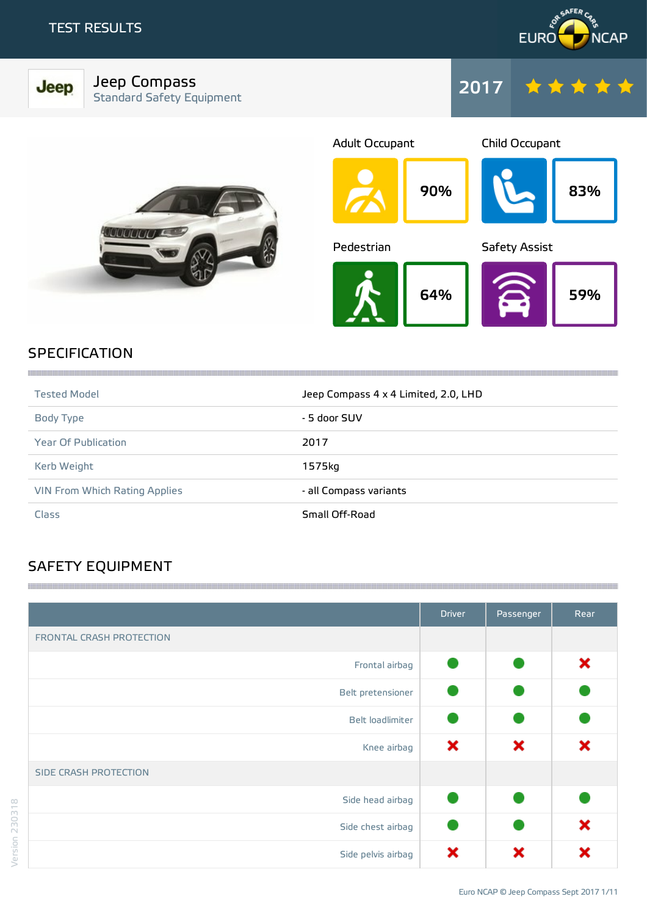TEST RESULTS

# Jeep Compass

Standard Safety Equipment

2017 ★★★★★

| Adult Occupant | Child Occupant | Pedestrian | Safety Assist |
|---|---|---|---|
| 90% | 83% | 64% | 59% |

## SPECIFICATION

| | |
|---|---|
| Tested Model | Jeep Compass 4 x 4 Limited, 2.0, LHD |
| Body Type | - 5 door SUV |
| Year Of Publication | 2017 |
| Kerb Weight | 1575kg |
| VIN From Which Rating Applies | - all Compass variants |
| Class | Small Off-Road |

## SAFETY EQUIPMENT

| | Driver | Passenger | Rear |
|---|---|---|---|
| FRONTAL CRASH PROTECTION | | | |
| Frontal airbag | ● | ● | ✖ |
| Belt pretensioner | ● | ● | ● |
| Belt loadlimiter | ● | ● | ● |
| Knee airbag | ✖ | ✖ | ✖ |
| SIDE CRASH PROTECTION | | | |
| Side head airbag | ● | ● | ● |
| Side chest airbag | ● | ● | ✖ |
| Side pelvis airbag | ✖ | ✖ | ✖ |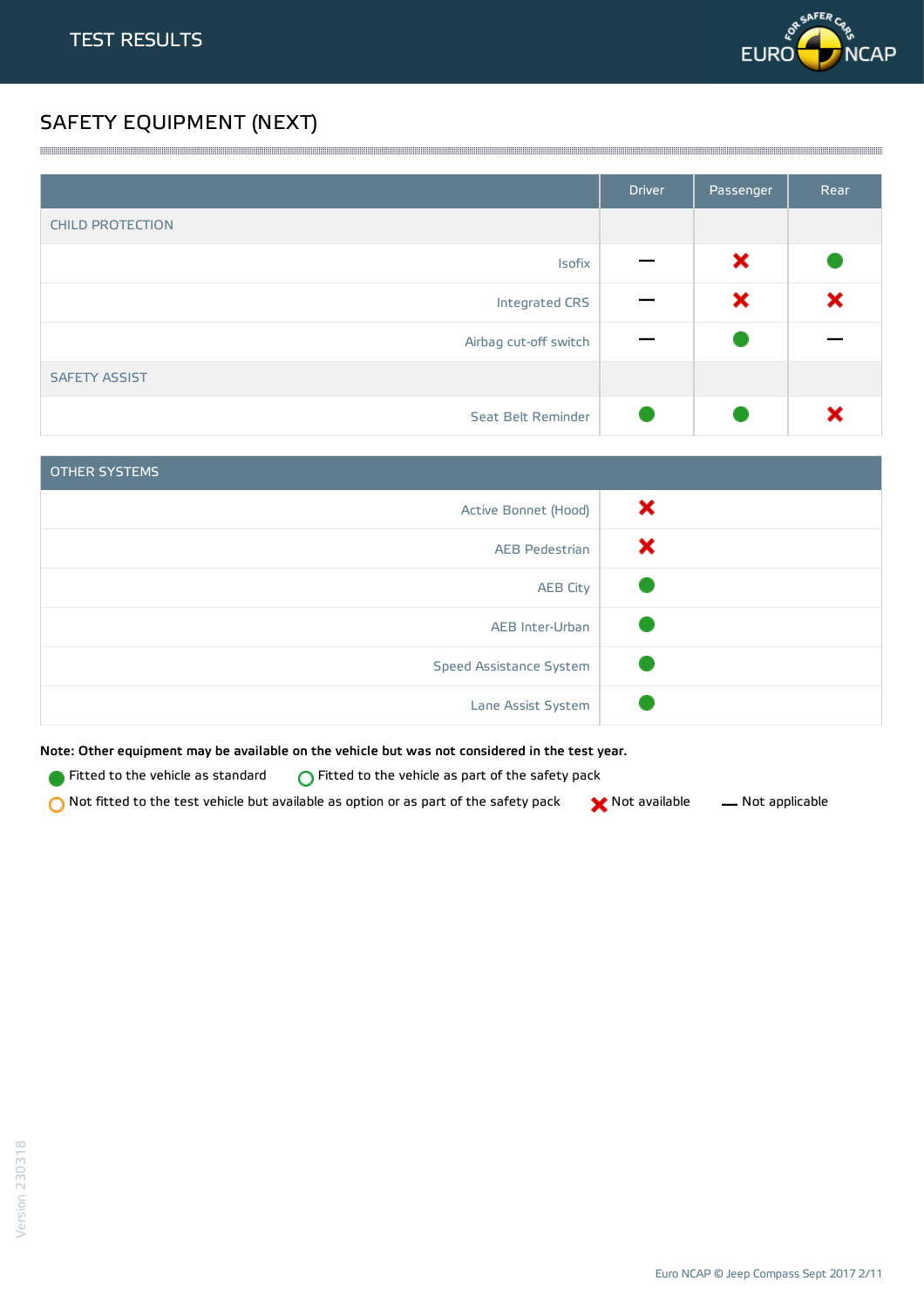# TEST RESULTS

## SAFETY EQUIPMENT (NEXT)

| | Driver | Passenger | Rear |
|---|---|---|---|
| **CHILD PROTECTION** | | | |
| Isofix | — | ✖ | ● |
| Integrated CRS | — | ✖ | ✖ |
| Airbag cut-off switch | — | ● | — |
| **SAFETY ASSIST** | | | |
| Seat Belt Reminder | ● | ● | ✖ |

| OTHER SYSTEMS | |
|---|---|
| Active Bonnet (Hood) | ✖ |
| AEB Pedestrian | ✖ |
| AEB City | ● |
| AEB Inter-Urban | ● |
| Speed Assistance System | ● |
| Lane Assist System | ● |

**Note: Other equipment may be available on the vehicle but was not considered in the test year.**

● Fitted to the vehicle as standard
○ Fitted to the vehicle as part of the safety pack
○ Not fitted to the test vehicle but available as option or as part of the safety pack
✖ Not available
— Not applicable

Version 230318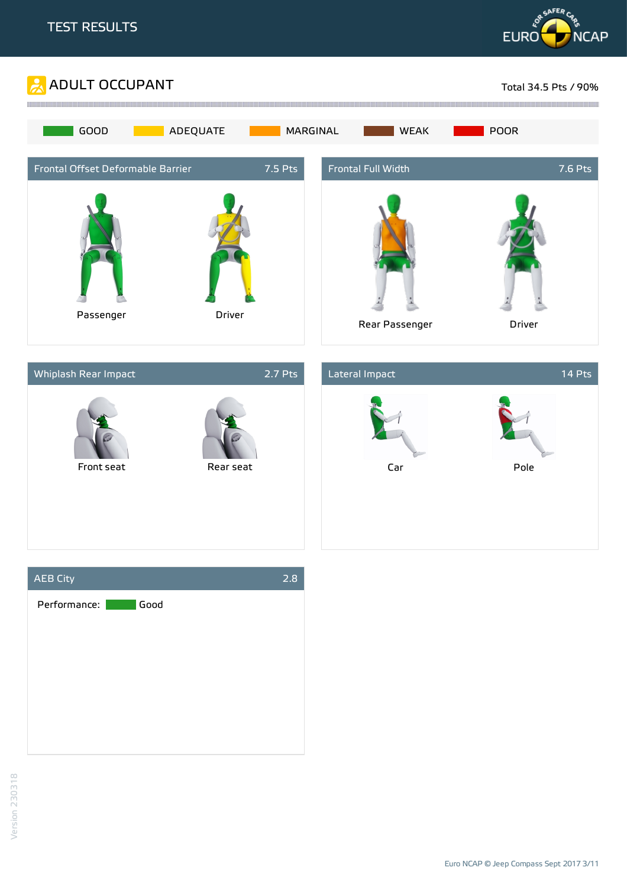# TEST RESULTS

## ADULT OCCUPANT

Total 34.5 Pts / 90%

GOOD | ADEQUATE | MARGINAL | WEAK | POOR

### Frontal Offset Deformable Barrier — 7.5 Pts

Passenger | Driver

### Frontal Full Width — 7.6 Pts

Rear Passenger | Driver

### Whiplash Rear Impact — 2.7 Pts

Front seat | Rear seat

### Lateral Impact — 14 Pts

Car | Pole

### AEB City — 2.8

Performance: Good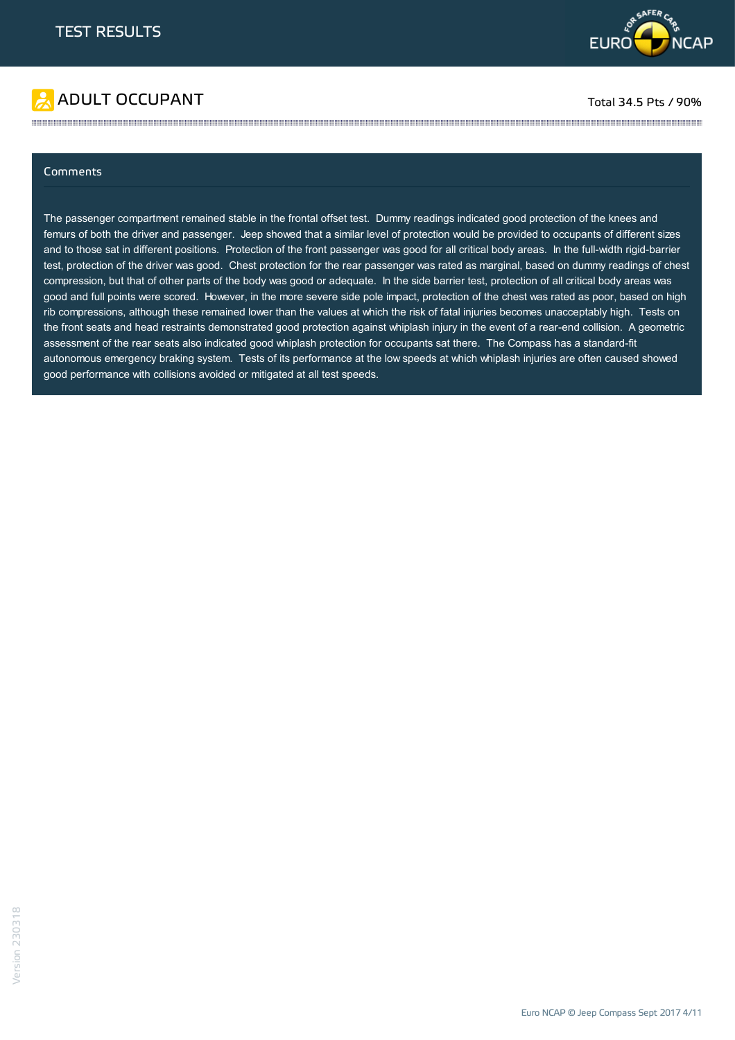# TEST RESULTS

## ADULT OCCUPANT

Total 34.5 Pts / 90%

### Comments

The passenger compartment remained stable in the frontal offset test. Dummy readings indicated good protection of the knees and femurs of both the driver and passenger. Jeep showed that a similar level of protection would be provided to occupants of different sizes and to those sat in different positions. Protection of the front passenger was good for all critical body areas. In the full-width rigid-barrier test, protection of the driver was good. Chest protection for the rear passenger was rated as marginal, based on dummy readings of chest compression, but that of other parts of the body was good or adequate. In the side barrier test, protection of all critical body areas was good and full points were scored. However, in the more severe side pole impact, protection of the chest was rated as poor, based on high rib compressions, although these remained lower than the values at which the risk of fatal injuries becomes unacceptably high. Tests on the front seats and head restraints demonstrated good protection against whiplash injury in the event of a rear-end collision. A geometric assessment of the rear seats also indicated good whiplash protection for occupants sat there. The Compass has a standard-fit autonomous emergency braking system. Tests of its performance at the low speeds at which whiplash injuries are often caused showed good performance with collisions avoided or mitigated at all test speeds.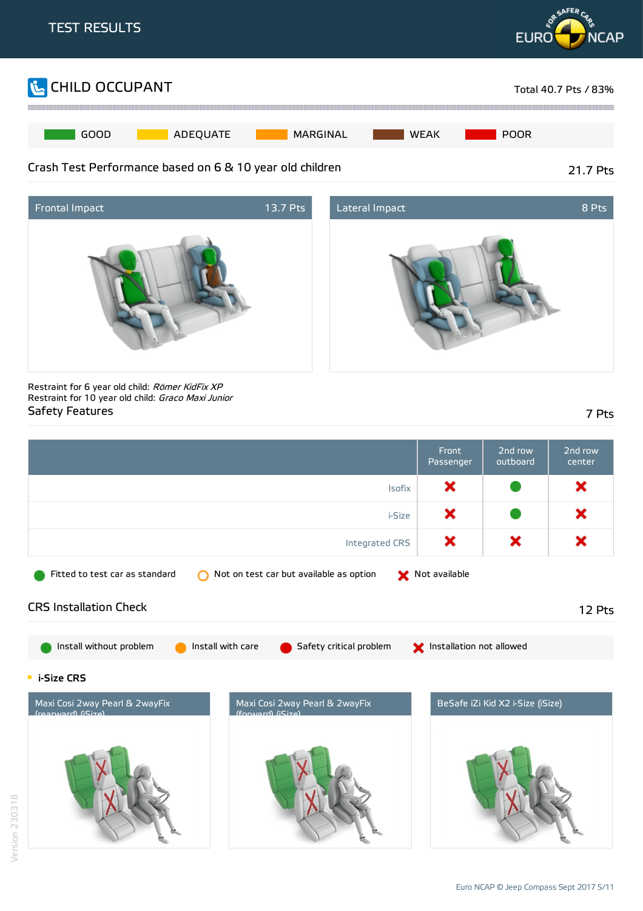# TEST RESULTS

## CHILD OCCUPANT

Total 40.7 Pts / 83%

GOOD | ADEQUATE | MARGINAL | WEAK | POOR

### Crash Test Performance based on 6 & 10 year old children

21.7 Pts

| Frontal Impact | 13.7 Pts | Lateral Impact | 8 Pts |
|---|---|---|---|

Restraint for 6 year old child: *Römer KidFix XP*
Restraint for 10 year old child: *Graco Maxi Junior*

### Safety Features

7 Pts

| | Front Passenger | 2nd row outboard | 2nd row center |
|---|---|---|---|
| Isofix | Not available | Fitted to test car as standard | Not available |
| i-Size | Not available | Fitted to test car as standard | Not available |
| Integrated CRS | Not available | Not available | Not available |

Fitted to test car as standard | Not on test car but available as option | Not available

### CRS Installation Check

12 Pts

Install without problem | Install with care | Safety critical problem | Installation not allowed

- **i-Size CRS**

| Maxi Cosi 2way Pearl & 2wayFix (rearward) (iSize) | Maxi Cosi 2way Pearl & 2wayFix (forward) (iSize) | BeSafe iZi Kid X2 i-Size (iSize) |
|---|---|---|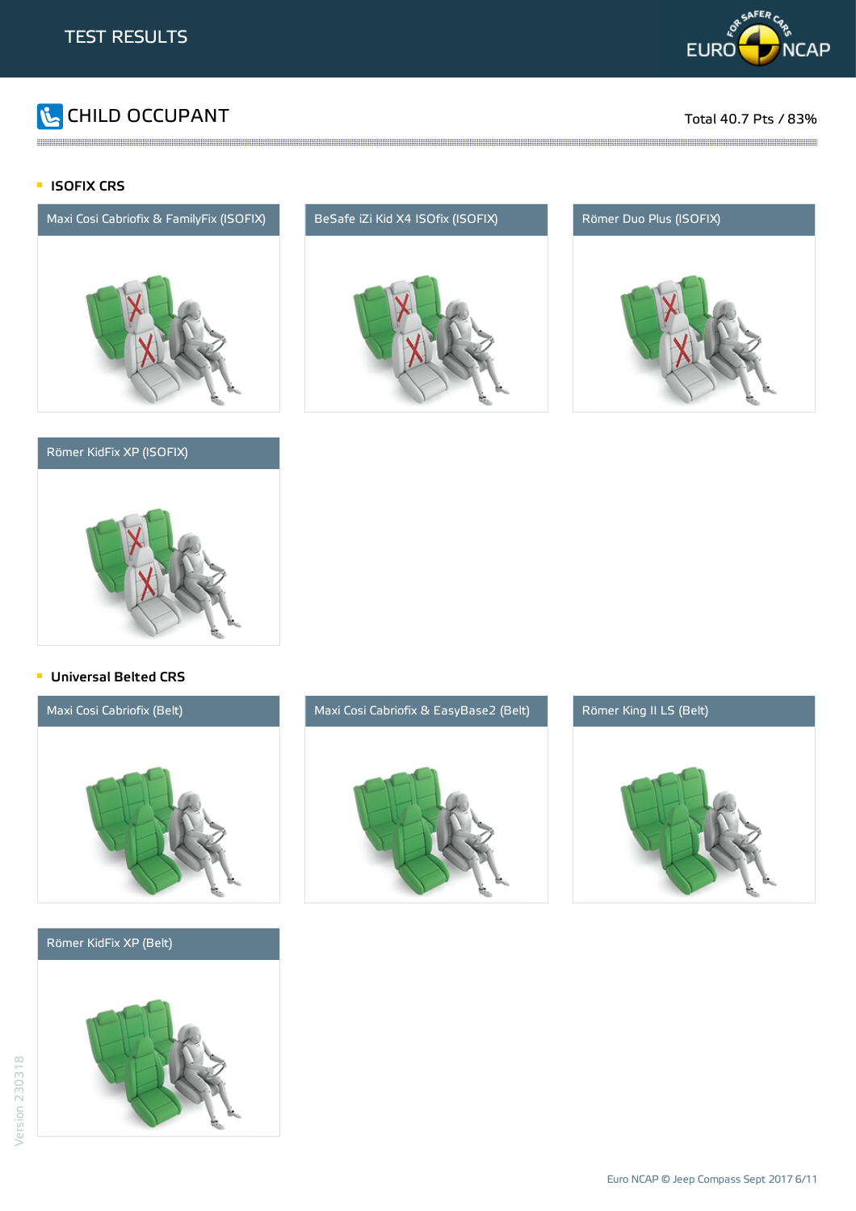# TEST RESULTS

## CHILD OCCUPANT

Total 40.7 Pts / 83%

### ISOFIX CRS

Maxi Cosi Cabriofix & FamilyFix (ISOFIX)

BeSafe iZi Kid X4 ISOfix (ISOFIX)

Römer Duo Plus (ISOFIX)

Römer KidFix XP (ISOFIX)

### Universal Belted CRS

Maxi Cosi Cabriofix (Belt)

Maxi Cosi Cabriofix & EasyBase2 (Belt)

Römer King II LS (Belt)

Römer KidFix XP (Belt)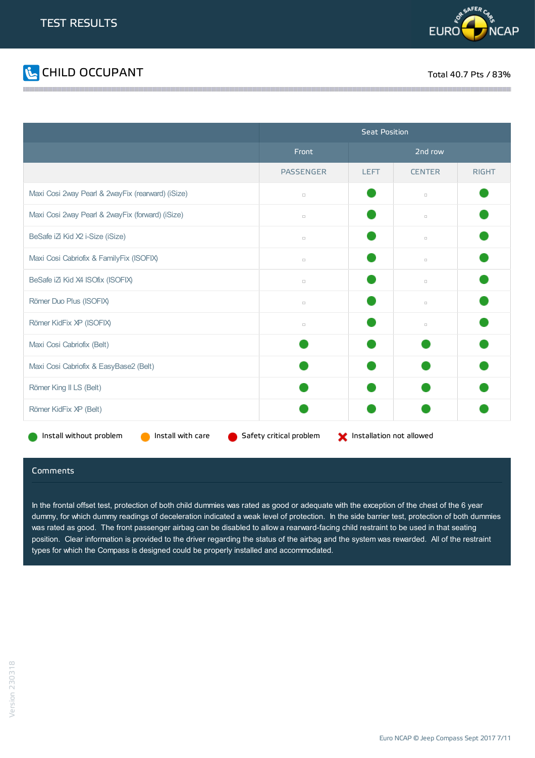# TEST RESULTS

## CHILD OCCUPANT

Total 40.7 Pts / 83%

| | Seat Position | | | |
|---|---|---|---|---|
| | Front | 2nd row | | |
| | PASSENGER | LEFT | CENTER | RIGHT |
| Maxi Cosi 2way Pearl & 2wayFix (rearward) (iSize) | ▫ | ● | ▫ | ● |
| Maxi Cosi 2way Pearl & 2wayFix (forward) (iSize) | ▫ | ● | ▫ | ● |
| BeSafe iZi Kid X2 i-Size (iSize) | ▫ | ● | ▫ | ● |
| Maxi Cosi Cabriofix & FamilyFix (ISOFIX) | ▫ | ● | ▫ | ● |
| BeSafe iZi Kid X4 ISOfix (ISOFIX) | ▫ | ● | ▫ | ● |
| Römer Duo Plus (ISOFIX) | ▫ | ● | ▫ | ● |
| Römer KidFix XP (ISOFIX) | ▫ | ● | ▫ | ● |
| Maxi Cosi Cabriofix (Belt) | ● | ● | ● | ● |
| Maxi Cosi Cabriofix & EasyBase2 (Belt) | ● | ● | ● | ● |
| Römer King II LS (Belt) | ● | ● | ● | ● |
| Römer KidFix XP (Belt) | ● | ● | ● | ● |

● Install without problem  ● Install with care  ● Safety critical problem  ✖ Installation not allowed

### Comments

In the frontal offset test, protection of both child dummies was rated as good or adequate with the exception of the chest of the 6 year dummy, for which dummy readings of deceleration indicated a weak level of protection. In the side barrier test, protection of both dummies was rated as good. The front passenger airbag can be disabled to allow a rearward-facing child restraint to be used in that seating position. Clear information is provided to the driver regarding the status of the airbag and the system was rewarded. All of the restraint types for which the Compass is designed could be properly installed and accommodated.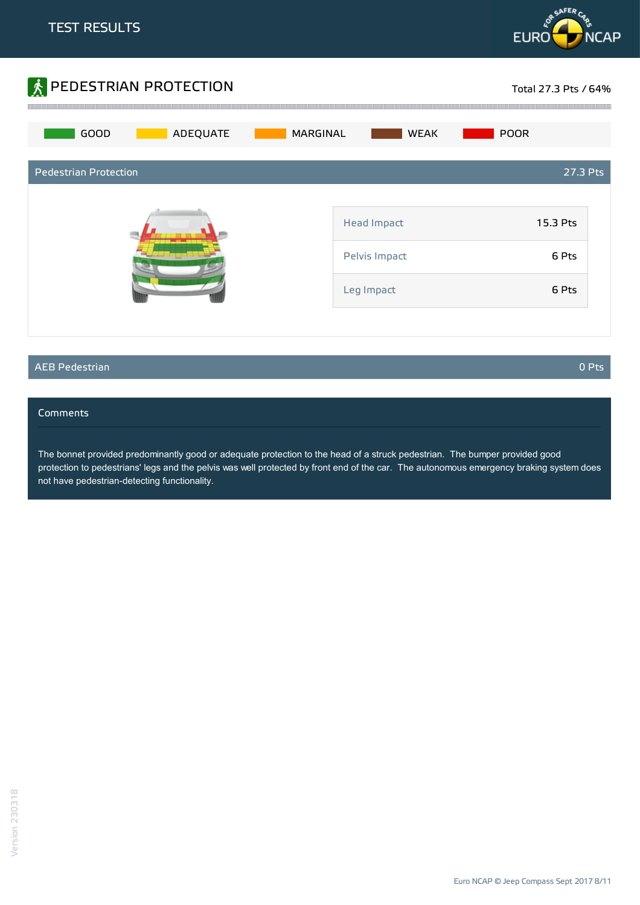TEST RESULTS

## PEDESTRIAN PROTECTION

Total 27.3 Pts / 64%

GOOD | ADEQUATE | MARGINAL | WEAK | POOR

### Pedestrian Protection — 27.3 Pts

| | |
|---|---|
| Head Impact | 15.3 Pts |
| Pelvis Impact | 6 Pts |
| Leg Impact | 6 Pts |

### AEB Pedestrian — 0 Pts

### Comments

The bonnet provided predominantly good or adequate protection to the head of a struck pedestrian. The bumper provided good protection to pedestrians' legs and the pelvis was well protected by front end of the car. The autonomous emergency braking system does not have pedestrian-detecting functionality.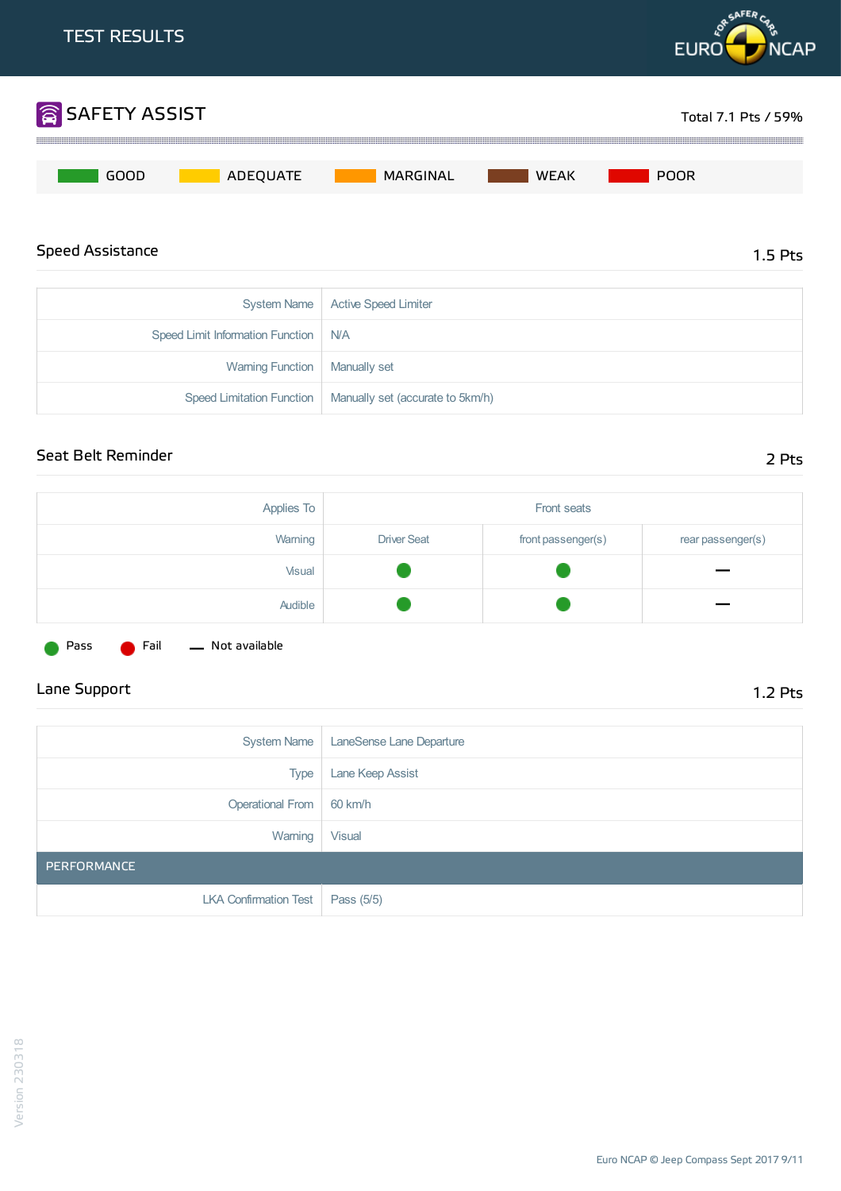# TEST RESULTS

## SAFETY ASSIST

Total 7.1 Pts / 59%

GOOD | ADEQUATE | MARGINAL | WEAK | POOR

### Speed Assistance

1.5 Pts

| | |
|---|---|
| System Name | Active Speed Limiter |
| Speed Limit Information Function | N/A |
| Warning Function | Manually set |
| Speed Limitation Function | Manually set (accurate to 5km/h) |

### Seat Belt Reminder

2 Pts

| Applies To | Front seats | | |
|---|---|---|---|
| Warning | Driver Seat | front passenger(s) | rear passenger(s) |
| Visual | Pass | Pass | — |
| Audible | Pass | Pass | — |

Pass  Fail  — Not available

### Lane Support

1.2 Pts

| | |
|---|---|
| System Name | LaneSense Lane Departure |
| Type | Lane Keep Assist |
| Operational From | 60 km/h |
| Warning | Visual |
| **PERFORMANCE** | |
| LKA Confirmation Test | Pass (5/5) |

Version 230318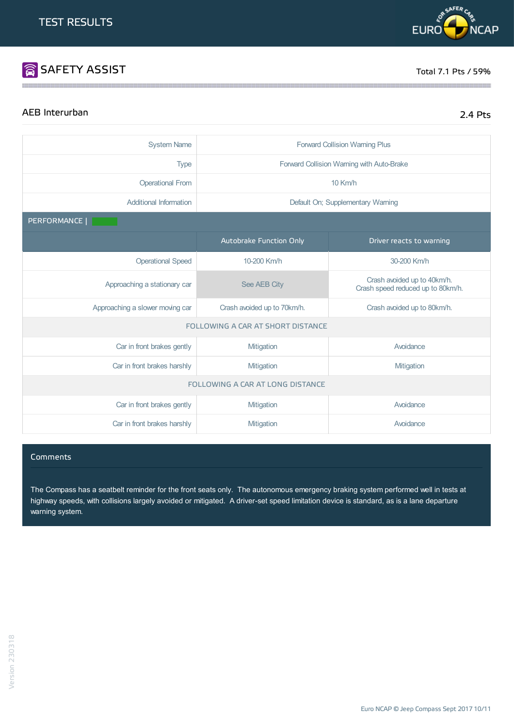TEST RESULTS

## SAFETY ASSIST

Total 7.1 Pts / 59%

### AEB Interurban

2.4 Pts

| | |
|---|---|
| System Name | Forward Collision Warning Plus |
| Type | Forward Collision Warning with Auto-Brake |
| Operational From | 10 Km/h |
| Additional Information | Default On; Supplementary Warning |

PERFORMANCE |

| | Autobrake Function Only | Driver reacts to warning |
|---|---|---|
| Operational Speed | 10-200 Km/h | 30-200 Km/h |
| Approaching a stationary car | See AEB City | Crash avoided up to 40km/h.<br>Crash speed reduced up to 80km/h. |
| Approaching a slower moving car | Crash avoided up to 70km/h. | Crash avoided up to 80km/h. |
| FOLLOWING A CAR AT SHORT DISTANCE | | |
| Car in front brakes gently | Mitigation | Avoidance |
| Car in front brakes harshly | Mitigation | Mitigation |
| FOLLOWING A CAR AT LONG DISTANCE | | |
| Car in front brakes gently | Mitigation | Avoidance |
| Car in front brakes harshly | Mitigation | Avoidance |

#### Comments

The Compass has a seatbelt reminder for the front seats only. The autonomous emergency braking system performed well in tests at highway speeds, with collisions largely avoided or mitigated. A driver-set speed limitation device is standard, as is a lane departure warning system.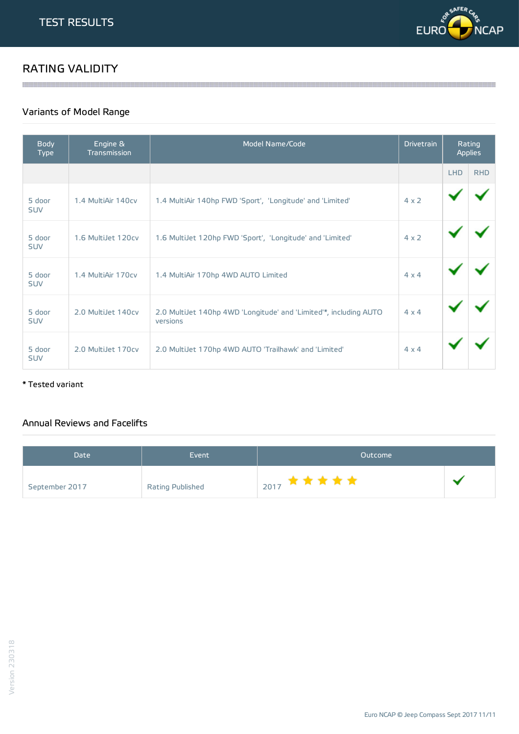# TEST RESULTS

## RATING VALIDITY

### Variants of Model Range

| Body Type | Engine & Transmission | Model Name/Code | Drivetrain | Rating Applies | |
|---|---|---|---|---|---|
| | | | | LHD | RHD |
| 5 door SUV | 1.4 MultiAir 140cv | 1.4 MultiAir 140hp FWD 'Sport', 'Longitude' and 'Limited' | 4 x 2 | ✓ | ✓ |
| 5 door SUV | 1.6 MultiJet 120cv | 1.6 MultiJet 120hp FWD 'Sport', 'Longitude' and 'Limited' | 4 x 2 | ✓ | ✓ |
| 5 door SUV | 1.4 MultiAir 170cv | 1.4 MultiAir 170hp 4WD AUTO Limited | 4 x 4 | ✓ | ✓ |
| 5 door SUV | 2.0 MultiJet 140cv | 2.0 MultiJet 140hp 4WD 'Longitude' and 'Limited'*, including AUTO versions | 4 x 4 | ✓ | ✓ |
| 5 door SUV | 2.0 MultiJet 170cv | 2.0 MultiJet 170hp 4WD AUTO 'Trailhawk' and 'Limited' | 4 x 4 | ✓ | ✓ |

\* Tested variant

### Annual Reviews and Facelifts

| Date | Event | Outcome | |
|---|---|---|---|
| September 2017 | Rating Published | 2017 ★★★★★ | ✓ |

Version 230318

Euro NCAP © Jeep Compass Sept 2017